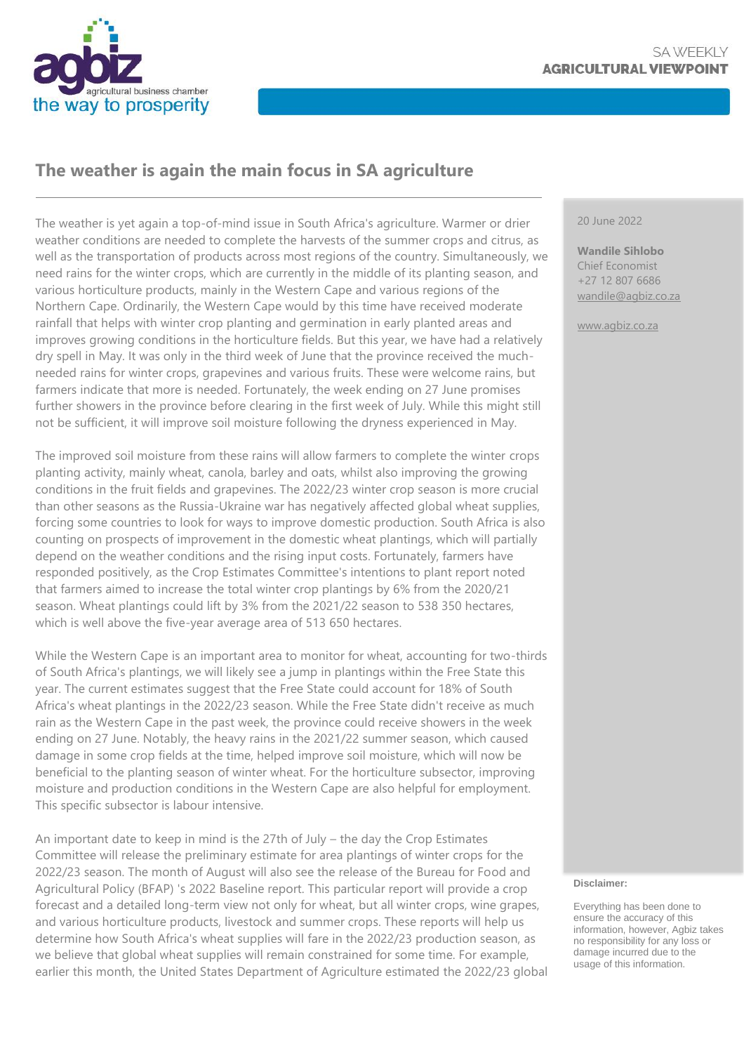SA WEEKLY
**AGRICULTURAL VIEWPOINT**

## The weather is again the main focus in SA agriculture

20 June 2022

**Wandile Sihlobo**
Chief Economist
+27 12 807 6686
wandile@agbiz.co.za

www.agbiz.co.za

The weather is yet again a top-of-mind issue in South Africa's agriculture. Warmer or drier weather conditions are needed to complete the harvests of the summer crops and citrus, as well as the transportation of products across most regions of the country. Simultaneously, we need rains for the winter crops, which are currently in the middle of its planting season, and various horticulture products, mainly in the Western Cape and various regions of the Northern Cape. Ordinarily, the Western Cape would by this time have received moderate rainfall that helps with winter crop planting and germination in early planted areas and improves growing conditions in the horticulture fields. But this year, we have had a relatively dry spell in May. It was only in the third week of June that the province received the much-needed rains for winter crops, grapevines and various fruits. These were welcome rains, but farmers indicate that more is needed. Fortunately, the week ending on 27 June promises further showers in the province before clearing in the first week of July. While this might still not be sufficient, it will improve soil moisture following the dryness experienced in May.

The improved soil moisture from these rains will allow farmers to complete the winter crops planting activity, mainly wheat, canola, barley and oats, whilst also improving the growing conditions in the fruit fields and grapevines. The 2022/23 winter crop season is more crucial than other seasons as the Russia-Ukraine war has negatively affected global wheat supplies, forcing some countries to look for ways to improve domestic production. South Africa is also counting on prospects of improvement in the domestic wheat plantings, which will partially depend on the weather conditions and the rising input costs. Fortunately, farmers have responded positively, as the Crop Estimates Committee's intentions to plant report noted that farmers aimed to increase the total winter crop plantings by 6% from the 2020/21 season. Wheat plantings could lift by 3% from the 2021/22 season to 538 350 hectares, which is well above the five-year average area of 513 650 hectares.

While the Western Cape is an important area to monitor for wheat, accounting for two-thirds of South Africa's plantings, we will likely see a jump in plantings within the Free State this year. The current estimates suggest that the Free State could account for 18% of South Africa's wheat plantings in the 2022/23 season. While the Free State didn't receive as much rain as the Western Cape in the past week, the province could receive showers in the week ending on 27 June. Notably, the heavy rains in the 2021/22 summer season, which caused damage in some crop fields at the time, helped improve soil moisture, which will now be beneficial to the planting season of winter wheat. For the horticulture subsector, improving moisture and production conditions in the Western Cape are also helpful for employment. This specific subsector is labour intensive.

An important date to keep in mind is the 27th of July – the day the Crop Estimates Committee will release the preliminary estimate for area plantings of winter crops for the 2022/23 season. The month of August will also see the release of the Bureau for Food and Agricultural Policy (BFAP) 's 2022 Baseline report. This particular report will provide a crop forecast and a detailed long-term view not only for wheat, but all winter crops, wine grapes, and various horticulture products, livestock and summer crops. These reports will help us determine how South Africa's wheat supplies will fare in the 2022/23 production season, as we believe that global wheat supplies will remain constrained for some time. For example, earlier this month, the United States Department of Agriculture estimated the 2022/23 global

**Disclaimer:**

Everything has been done to ensure the accuracy of this information, however, Agbiz takes no responsibility for any loss or damage incurred due to the usage of this information.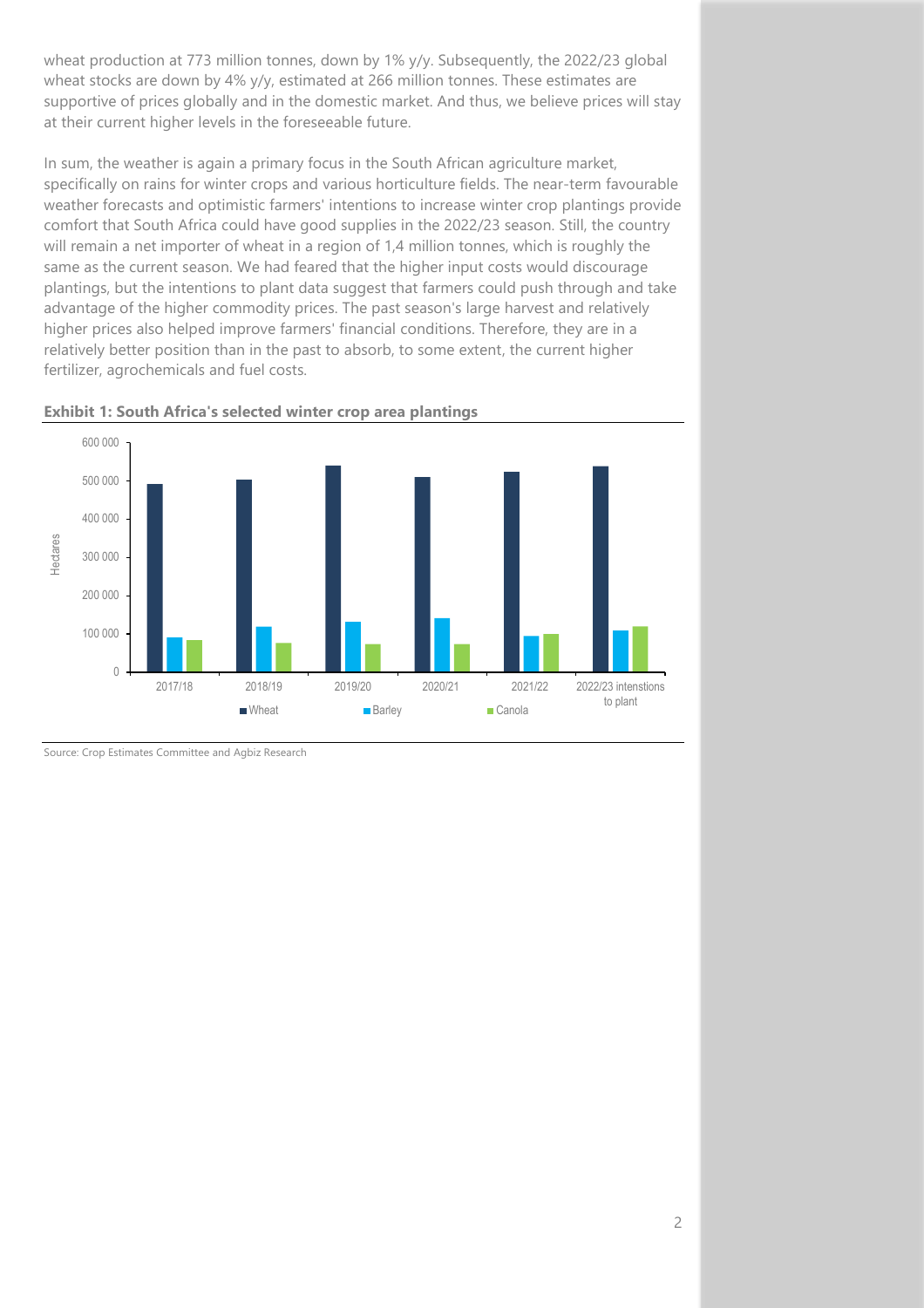wheat production at 773 million tonnes, down by 1% y/y. Subsequently, the 2022/23 global wheat stocks are down by 4% y/y, estimated at 266 million tonnes. These estimates are supportive of prices globally and in the domestic market. And thus, we believe prices will stay at their current higher levels in the foreseeable future.

In sum, the weather is again a primary focus in the South African agriculture market, specifically on rains for winter crops and various horticulture fields. The near-term favourable weather forecasts and optimistic farmers' intentions to increase winter crop plantings provide comfort that South Africa could have good supplies in the 2022/23 season. Still, the country will remain a net importer of wheat in a region of 1,4 million tonnes, which is roughly the same as the current season. We had feared that the higher input costs would discourage plantings, but the intentions to plant data suggest that farmers could push through and take advantage of the higher commodity prices. The past season's large harvest and relatively higher prices also helped improve farmers' financial conditions. Therefore, they are in a relatively better position than in the past to absorb, to some extent, the current higher fertilizer, agrochemicals and fuel costs.

**Exhibit 1: South Africa's selected winter crop area plantings**

Source: Crop Estimates Committee and Agbiz Research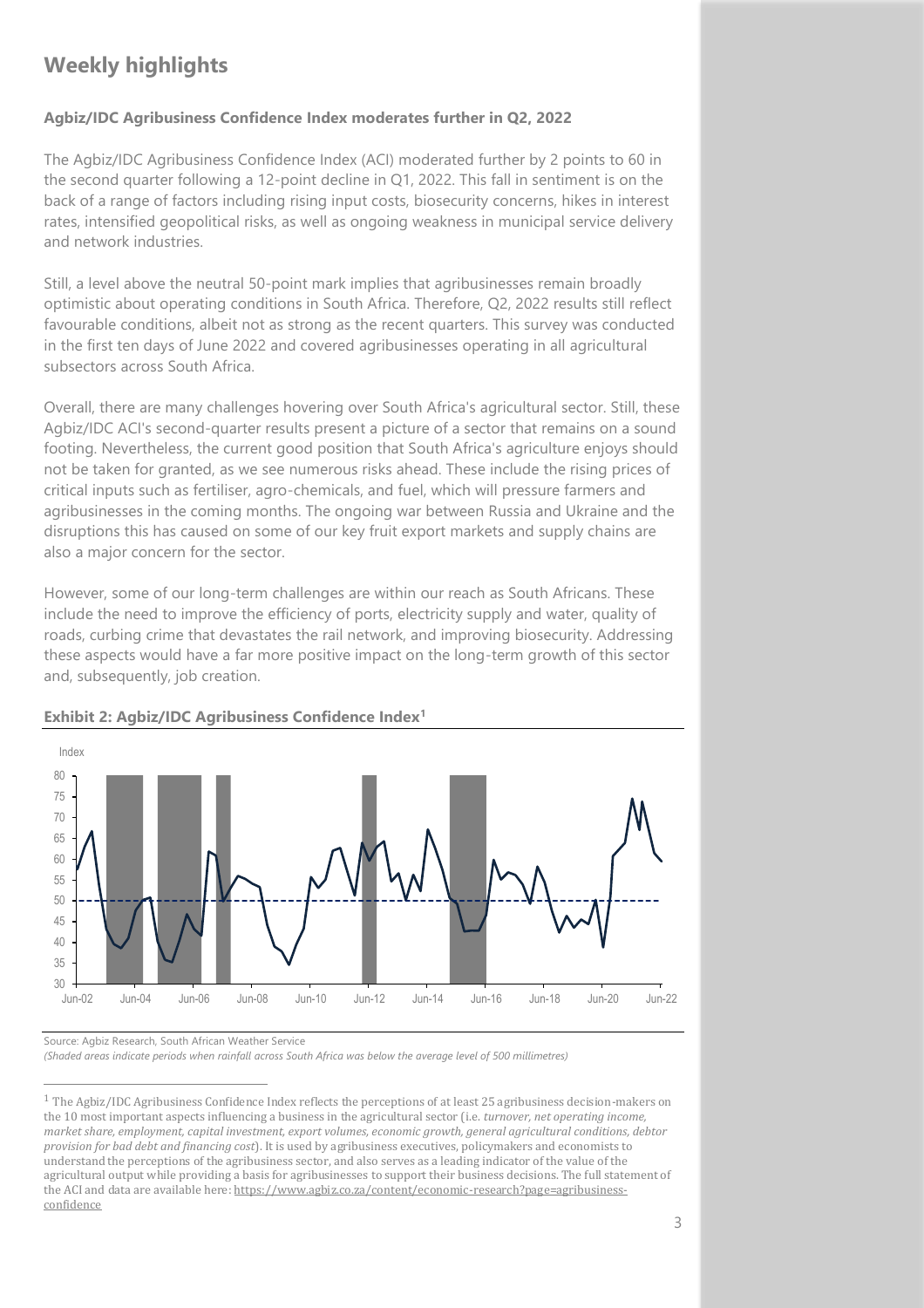## Weekly highlights

### Agbiz/IDC Agribusiness Confidence Index moderates further in Q2, 2022

The Agbiz/IDC Agribusiness Confidence Index (ACI) moderated further by 2 points to 60 in the second quarter following a 12-point decline in Q1, 2022. This fall in sentiment is on the back of a range of factors including rising input costs, biosecurity concerns, hikes in interest rates, intensified geopolitical risks, as well as ongoing weakness in municipal service delivery and network industries.

Still, a level above the neutral 50-point mark implies that agribusinesses remain broadly optimistic about operating conditions in South Africa. Therefore, Q2, 2022 results still reflect favourable conditions, albeit not as strong as the recent quarters. This survey was conducted in the first ten days of June 2022 and covered agribusinesses operating in all agricultural subsectors across South Africa.

Overall, there are many challenges hovering over South Africa's agricultural sector. Still, these Agbiz/IDC ACI's second-quarter results present a picture of a sector that remains on a sound footing. Nevertheless, the current good position that South Africa's agriculture enjoys should not be taken for granted, as we see numerous risks ahead. These include the rising prices of critical inputs such as fertiliser, agro-chemicals, and fuel, which will pressure farmers and agribusinesses in the coming months. The ongoing war between Russia and Ukraine and the disruptions this has caused on some of our key fruit export markets and supply chains are also a major concern for the sector.

However, some of our long-term challenges are within our reach as South Africans. These include the need to improve the efficiency of ports, electricity supply and water, quality of roads, curbing crime that devastates the rail network, and improving biosecurity. Addressing these aspects would have a far more positive impact on the long-term growth of this sector and, subsequently, job creation.

**Exhibit 2: Agbiz/IDC Agribusiness Confidence Index[1]**

Source: Agbiz Research, South African Weather Service

*(Shaded areas indicate periods when rainfall across South Africa was below the average level of 500 millimetres)*

---

[1] The Agbiz/IDC Agribusiness Confidence Index reflects the perceptions of at least 25 agribusiness decision-makers on the 10 most important aspects influencing a business in the agricultural sector (i.e. *turnover, net operating income, market share, employment, capital investment, export volumes, economic growth, general agricultural conditions, debtor provision for bad debt and financing cost*). It is used by agribusiness executives, policymakers and economists to understand the perceptions of the agribusiness sector, and also serves as a leading indicator of the value of the agricultural output while providing a basis for agribusinesses to support their business decisions. The full statement of the ACI and data are available here: https://www.agbiz.co.za/content/economic-research?page=agribusiness-confidence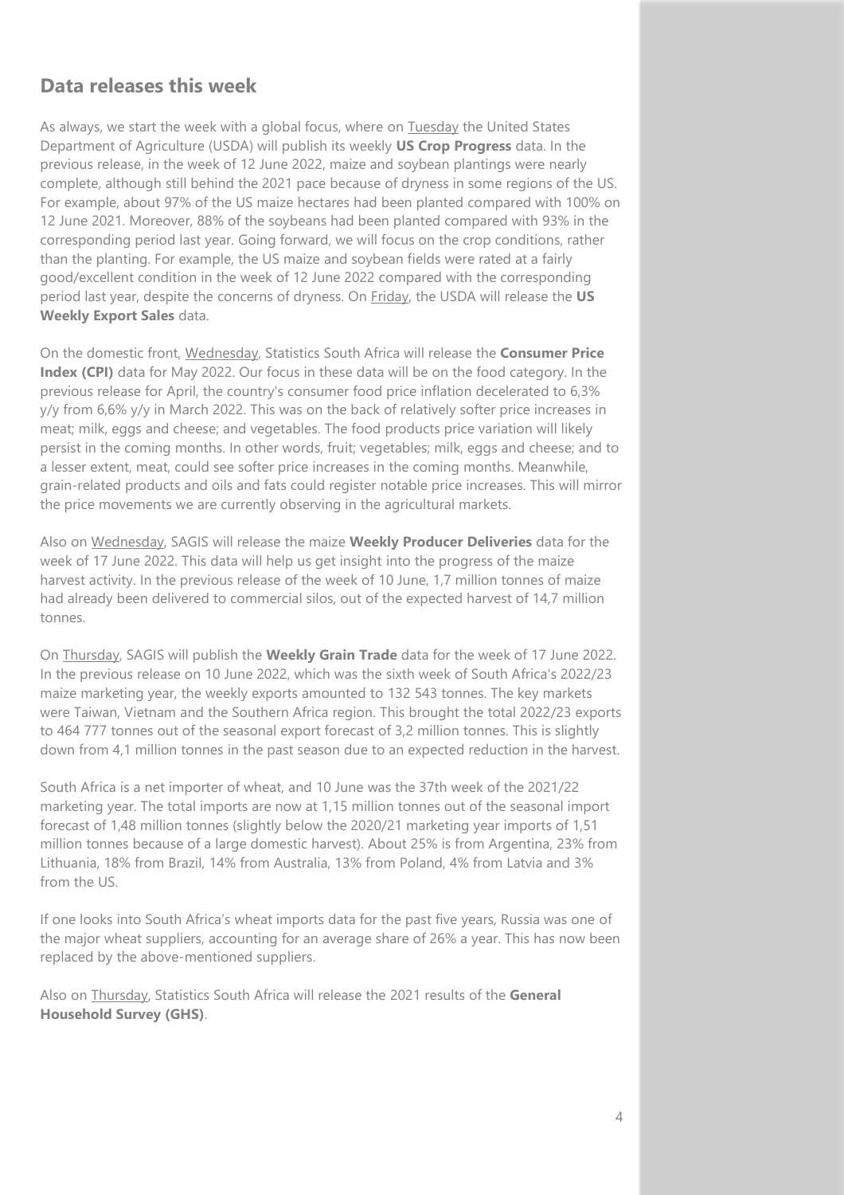## Data releases this week

As always, we start the week with a global focus, where on Tuesday the United States Department of Agriculture (USDA) will publish its weekly **US Crop Progress** data. In the previous release, in the week of 12 June 2022, maize and soybean plantings were nearly complete, although still behind the 2021 pace because of dryness in some regions of the US. For example, about 97% of the US maize hectares had been planted compared with 100% on 12 June 2021. Moreover, 88% of the soybeans had been planted compared with 93% in the corresponding period last year. Going forward, we will focus on the crop conditions, rather than the planting. For example, the US maize and soybean fields were rated at a fairly good/excellent condition in the week of 12 June 2022 compared with the corresponding period last year, despite the concerns of dryness. On Friday, the USDA will release the **US Weekly Export Sales** data.

On the domestic front, Wednesday, Statistics South Africa will release the **Consumer Price Index (CPI)** data for May 2022. Our focus in these data will be on the food category. In the previous release for April, the country's consumer food price inflation decelerated to 6,3% y/y from 6,6% y/y in March 2022. This was on the back of relatively softer price increases in meat; milk, eggs and cheese; and vegetables. The food products price variation will likely persist in the coming months. In other words, fruit; vegetables; milk, eggs and cheese; and to a lesser extent, meat, could see softer price increases in the coming months. Meanwhile, grain-related products and oils and fats could register notable price increases. This will mirror the price movements we are currently observing in the agricultural markets.

Also on Wednesday, SAGIS will release the maize **Weekly Producer Deliveries** data for the week of 17 June 2022. This data will help us get insight into the progress of the maize harvest activity. In the previous release of the week of 10 June, 1,7 million tonnes of maize had already been delivered to commercial silos, out of the expected harvest of 14,7 million tonnes.

On Thursday, SAGIS will publish the **Weekly Grain Trade** data for the week of 17 June 2022. In the previous release on 10 June 2022, which was the sixth week of South Africa's 2022/23 maize marketing year, the weekly exports amounted to 132 543 tonnes. The key markets were Taiwan, Vietnam and the Southern Africa region. This brought the total 2022/23 exports to 464 777 tonnes out of the seasonal export forecast of 3,2 million tonnes. This is slightly down from 4,1 million tonnes in the past season due to an expected reduction in the harvest.

South Africa is a net importer of wheat, and 10 June was the 37th week of the 2021/22 marketing year. The total imports are now at 1,15 million tonnes out of the seasonal import forecast of 1,48 million tonnes (slightly below the 2020/21 marketing year imports of 1,51 million tonnes because of a large domestic harvest). About 25% is from Argentina, 23% from Lithuania, 18% from Brazil, 14% from Australia, 13% from Poland, 4% from Latvia and 3% from the US.

If one looks into South Africa's wheat imports data for the past five years, Russia was one of the major wheat suppliers, accounting for an average share of 26% a year. This has now been replaced by the above-mentioned suppliers.

Also on Thursday, Statistics South Africa will release the 2021 results of the **General Household Survey (GHS)**.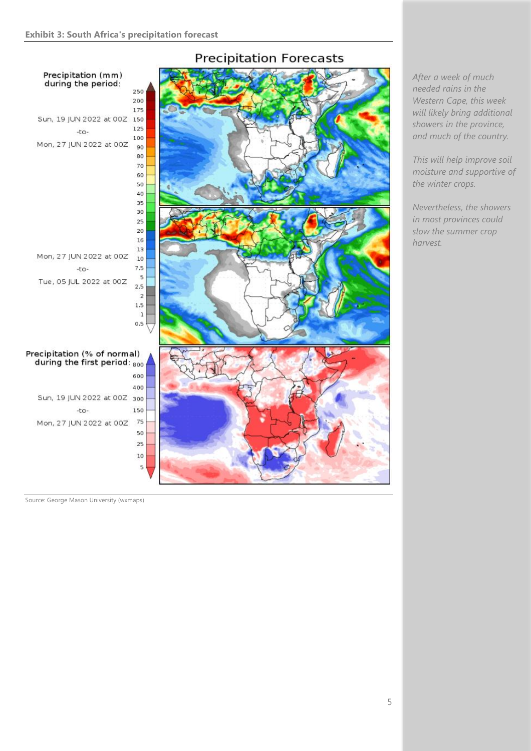**Exhibit 3: South Africa's precipitation forecast**

Precipitation Forecasts

Precipitation (mm) during the period:

Sun, 19 JUN 2022 at 00Z -to- Mon, 27 JUN 2022 at 00Z

Mon, 27 JUN 2022 at 00Z -to- Tue, 05 JUL 2022 at 00Z

250 200 175 150 125 100 90 80 70 60 50 40 35 30 25 20 16 13 10 7.5 5 2.5 2 1.5 1 0.5

Precipitation (% of normal) during the first period:

Sun, 19 JUN 2022 at 00Z -to- Mon, 27 JUN 2022 at 00Z

800 600 400 300 150 75 50 25 10 5

Source: George Mason University (wxmaps)

*After a week of much needed rains in the Western Cape, this week will likely bring additional showers in the province, and much of the country.*

*This will help improve soil moisture and supportive of the winter crops.*

*Nevertheless, the showers in most provinces could slow the summer crop harvest.*